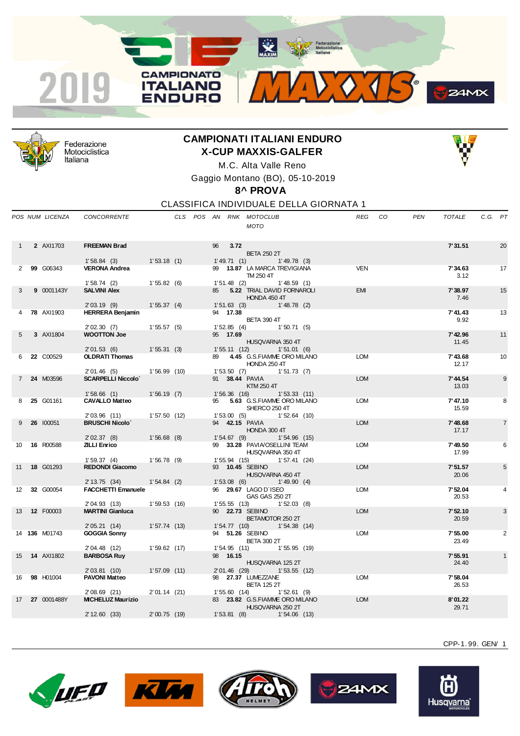# CAMPIONATI ITALIANI ENDURO
## X-CUP MAXXIS-GALFER

M.C. Alta Valle Reno

Gaggio Montano (BO), 05-10-2019

**8^ PROVA**

CLASSIFICA INDIVIDUALE DELLA GIORNATA 1

| POS | NUM | LICENZA | CONCORRENTE | | CLS | POS | AN | RNK | MOTOCLUB / MOTO | | REG | CO | PEN | TOTALE | C.G. | PT |
|---|---|---|---|---|---|---|---|---|---|---|---|---|---|---|---|---|
| 1 | **2** | AXI1703 | **FREEMAN Brad** | | | | 96 | **3.72** | BETA 250 2T | | | | | **7'31.51** | | 20 |
| | | | 1'58.84 (3) | 1'53.18 (1) | | | 1'49.71 (1) | | | 1'49.78 (3) | | | | | | |
| 2 | **99** | G06343 | **VERONA Andrea** | | | | 99 | **13.87** | LA MARCA TREVIGIANA / TM 250 4T | | VEN | | | **7'34.63** 3.12 | | 17 |
| | | | 1'58.74 (2) | 1'55.82 (6) | | | 1'51.48 (2) | | | 1'48.59 (1) | | | | | | |
| 3 | **9** | 0001143Y | **SALVINI Alex** | | | | 85 | **5.22** | TRIAL DAVID FORNAROLI / HONDA 450 4T | | EMI | | | **7'38.97** 7.46 | | 15 |
| | | | 2'03.19 (9) | 1'55.37 (4) | | | 1'51.63 (3) | | | 1'48.78 (2) | | | | | | |
| 4 | **78** | AXI1903 | **HERRERA Benjamin** | | | | 94 | **17.38** | BETA 390 4T | | | | | **7'41.43** 9.92 | | 13 |
| | | | 2'02.30 (7) | 1'55.57 (5) | | | 1'52.85 (4) | | | 1'50.71 (5) | | | | | | |
| 5 | **3** | AXI1804 | **WOOTTON Joe** | | | | 95 | **17.69** | HUSQVARNA 350 4T | | | | | **7'42.96** 11.45 | | 11 |
| | | | 2'01.53 (6) | 1'55.31 (3) | | | 1'55.11 (12) | | | 1'51.01 (6) | | | | | | |
| 6 | **22** | C00529 | **OLDRATI Thomas** | | | | 89 | **4.45** | G.S.FIAMME ORO MILANO / HONDA 250 4T | | LOM | | | **7'43.68** 12.17 | | 10 |
| | | | 2'01.46 (5) | 1'56.99 (10) | | | 1'53.50 (7) | | | 1'51.73 (7) | | | | | | |
| 7 | **24** | M03596 | **SCARPELLI Niccolo`** | | | | 91 | **38.44** | PAVIA / KTM 250 4T | | LOM | | | **7'44.54** 13.03 | | 9 |
| | | | 1'58.66 (1) | 1'56.19 (7) | | | 1'56.36 (16) | | | 1'53.33 (11) | | | | | | |
| 8 | **25** | G01161 | **CAVALLO Matteo** | | | | 95 | **5.63** | G.S.FIAMME ORO MILANO / SHERCO 250 4T | | LOM | | | **7'47.10** 15.59 | | 8 |
| | | | 2'03.96 (11) | 1'57.50 (12) | | | 1'53.00 (5) | | | 1'52.64 (10) | | | | | | |
| 9 | **26** | I00051 | **BRUSCHI Nicolo`** | | | | 94 | **42.15** | PAVIA / HONDA 300 4T | | LOM | | | **7'48.68** 17.17 | | 7 |
| | | | 2'02.37 (8) | 1'56.68 (8) | | | 1'54.67 (9) | | | 1'54.96 (15) | | | | | | |
| 10 | **16** | R00588 | **ZILLI Enrico** | | | | 99 | **33.28** | PAVIA/OSELLINI TEAM / HUSQVARNA 350 4T | | LOM | | | **7'49.50** 17.99 | | 6 |
| | | | 1'59.37 (4) | 1'56.78 (9) | | | 1'55.94 (15) | | | 1'57.41 (24) | | | | | | |
| 11 | **18** | G01293 | **REDONDI Giacomo** | | | | 93 | **10.45** | SEBINO / HUSQVARNA 450 4T | | LOM | | | **7'51.57** 20.06 | | 5 |
| | | | 2'13.75 (34) | 1'54.84 (2) | | | 1'53.08 (6) | | | 1'49.90 (4) | | | | | | |
| 12 | **32** | G00054 | **FACCHETTI Emanuele** | | | | 96 | **29.67** | LAGO D`ISEO / GAS GAS 250 2T | | LOM | | | **7'52.04** 20.53 | | 4 |
| | | | 2'04.93 (13) | 1'59.53 (16) | | | 1'55.55 (13) | | | 1'52.03 (8) | | | | | | |
| 13 | **12** | F00003 | **MARTINI Gianluca** | | | | 90 | **22.73** | SEBINO / BETAMOTOR 250 2T | | LOM | | | **7'52.10** 20.59 | | 3 |
| | | | 2'05.21 (14) | 1'57.74 (13) | | | 1'54.77 (10) | | | 1'54.38 (14) | | | | | | |
| 14 | **136** | M01743 | **GOGGIA Sonny** | | | | 94 | **51.26** | SEBINO / BETA 300 2T | | LOM | | | **7'55.00** 23.49 | | 2 |
| | | | 2'04.48 (12) | 1'59.62 (17) | | | 1'54.95 (11) | | | 1'55.95 (19) | | | | | | |
| 15 | **14** | AXI1802 | **BARBOSA Ruy** | | | | 98 | **16.15** | HUSQVARNA 125 2T | | | | | **7'55.91** 24.40 | | 1 |
| | | | 2'03.81 (10) | 1'57.09 (11) | | | 2'01.46 (29) | | | 1'53.55 (12) | | | | | | |
| 16 | **98** | H01004 | **PAVONI Matteo** | | | | 98 | **27.37** | LUMEZZANE / BETA 125 2T | | LOM | | | **7'58.04** 26.53 | | |
| | | | 2'08.69 (21) | 2'01.14 (21) | | | 1'55.60 (14) | | | 1'52.61 (9) | | | | | | |
| 17 | **27** | 0001488Y | **MICHELUZ Maurizio** | | | | 83 | **23.82** | G.S.FIAMME ORO MILANO / HUSQVARNA 250 2T | | LOM | | | **8'01.22** 29.71 | | |
| | | | 2'12.60 (33) | 2'00.75 (19) | | | 1'53.81 (8) | | | 1'54.06 (13) | | | | | | |

CPP-1.99. GEN/ 1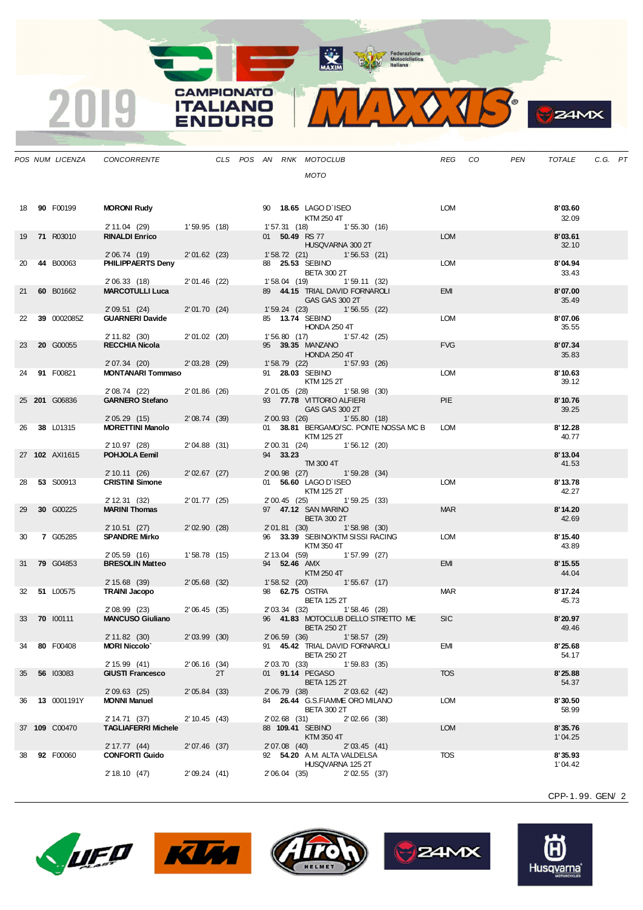2019 CAMPIONATO ITALIANO ENDURO MAXXIS

| POS | NUM | LICENZA | CONCORRENTE | CLS | POS | AN | RNK | MOTOCLUB / MOTO | REG | CO | PEN | TOTALE | C.G. | PT |
|---|---|---|---|---|---|---|---|---|---|---|---|---|---|---|
| 18 | **90** | F00199 | **MORONI Rudy** | | | 90 | **18.65** | LAGO D`ISEO / KTM 250 4T | LOM | | | **8'03.60** / 32.09 | | |
| | | | 2'11.04 (29) | 1'59.95 (18) | | 1'57.31 (18) | | 1'55.30 (16) | | | | | | |
| 19 | **71** | R03010 | **RINALDI Enrico** | | | 01 | **50.49** | RS 77 / HUSQVARNA 300 2T | LOM | | | **8'03.61** / 32.10 | | |
| | | | 2'06.74 (19) | 2'01.62 (23) | | 1'58.72 (21) | | 1'56.53 (21) | | | | | | |
| 20 | **44** | B00063 | **PHILIPPAERTS Deny** | | | 88 | **25.53** | SEBINO / BETA 300 2T | LOM | | | **8'04.94** / 33.43 | | |
| | | | 2'06.33 (18) | 2'01.46 (22) | | 1'58.04 (19) | | 1'59.11 (32) | | | | | | |
| 21 | **60** | B01662 | **MARCOTULLI Luca** | | | 89 | **44.15** | TRIAL DAVID FORNAROLI / GAS GAS 300 2T | EMI | | | **8'07.00** / 35.49 | | |
| | | | 2'09.51 (24) | 2'01.70 (24) | | 1'59.24 (23) | | 1'56.55 (22) | | | | | | |
| 22 | **39** | 0002085Z | **GUARNERI Davide** | | | 85 | **13.74** | SEBINO / HONDA 250 4T | LOM | | | **8'07.06** / 35.55 | | |
| | | | 2'11.82 (30) | 2'01.02 (20) | | 1'56.80 (17) | | 1'57.42 (25) | | | | | | |
| 23 | **20** | G00055 | **RECCHIA Nicola** | | | 95 | **39.35** | MANZANO / HONDA 250 4T | FVG | | | **8'07.34** / 35.83 | | |
| | | | 2'07.34 (20) | 2'03.28 (29) | | 1'58.79 (22) | | 1'57.93 (26) | | | | | | |
| 24 | **91** | F00821 | **MONTANARI Tommaso** | | | 91 | **28.03** | SEBINO / KTM 125 2T | LOM | | | **8'10.63** / 39.12 | | |
| | | | 2'08.74 (22) | 2'01.86 (26) | | 2'01.05 (28) | | 1'58.98 (30) | | | | | | |
| 25 | **201** | G06836 | **GARNERO Stefano** | | | 93 | **77.78** | VITTORIO ALFIERI / GAS GAS 300 2T | PIE | | | **8'10.76** / 39.25 | | |
| | | | 2'05.29 (15) | 2'08.74 (39) | | 2'00.93 (26) | | 1'55.80 (18) | | | | | | |
| 26 | **38** | L01315 | **MORETTINI Manolo** | | | 01 | **38.81** | BERGAMO/SC. PONTE NOSSA MC B / KTM 125 2T | LOM | | | **8'12.28** / 40.77 | | |
| | | | 2'10.97 (28) | 2'04.88 (31) | | 2'00.31 (24) | | 1'56.12 (20) | | | | | | |
| 27 | **102** | AXI1615 | **POHJOLA Eemil** | | | 94 | **33.23** | / TM 300 4T | | | | **8'13.04** / 41.53 | | |
| | | | 2'10.11 (26) | 2'02.67 (27) | | 2'00.98 (27) | | 1'59.28 (34) | | | | | | |
| 28 | **53** | S00913 | **CRISTINI Simone** | | | 01 | **56.60** | LAGO D`ISEO / KTM 125 2T | LOM | | | **8'13.78** / 42.27 | | |
| | | | 2'12.31 (32) | 2'01.77 (25) | | 2'00.45 (25) | | 1'59.25 (33) | | | | | | |
| 29 | **30** | G00225 | **MARINI Thomas** | | | 97 | **47.12** | SAN MARINO / BETA 300 2T | MAR | | | **8'14.20** / 42.69 | | |
| | | | 2'10.51 (27) | 2'02.90 (28) | | 2'01.81 (30) | | 1'58.98 (30) | | | | | | |
| 30 | **7** | G05285 | **SPANDRE Mirko** | | | 96 | **33.39** | SEBINO/KTM SISSI RACING / KTM 350 4T | LOM | | | **8'15.40** / 43.89 | | |
| | | | 2'05.59 (16) | 1'58.78 (15) | | 2'13.04 (59) | | 1'57.99 (27) | | | | | | |
| 31 | **79** | G04853 | **BRESOLIN Matteo** | | | 94 | **52.46** | AMX / KTM 250 4T | EMI | | | **8'15.55** / 44.04 | | |
| | | | 2'15.68 (39) | 2'05.68 (32) | | 1'58.52 (20) | | 1'55.67 (17) | | | | | | |
| 32 | **51** | L00575 | **TRAINI Jacopo** | | | 98 | **62.75** | OSTRA / BETA 125 2T | MAR | | | **8'17.24** / 45.73 | | |
| | | | 2'08.99 (23) | 2'06.45 (35) | | 2'03.34 (32) | | 1'58.46 (28) | | | | | | |
| 33 | **70** | I00111 | **MANCUSO Giuliano** | | | 96 | **41.83** | MOTOCLUB DELLO STRETTO ME / BETA 250 2T | SIC | | | **8'20.97** / 49.46 | | |
| | | | 2'11.82 (30) | 2'03.99 (30) | | 2'06.59 (36) | | 1'58.57 (29) | | | | | | |
| 34 | **80** | F00408 | **MORI Niccolo`** | | | 91 | **45.42** | TRIAL DAVID FORNAROLI / BETA 250 2T | EMI | | | **8'25.68** / 54.17 | | |
| | | | 2'15.99 (41) | 2'06.16 (34) | | 2'03.70 (33) | | 1'59.83 (35) | | | | | | |
| 35 | **56** | I03083 | **GIUSTI Francesco** | 2T | | 01 | **91.14** | PEGASO / BETA 125 2T | TOS | | | **8'25.88** / 54.37 | | |
| | | | 2'09.63 (25) | 2'05.84 (33) | | 2'06.79 (38) | | 2'03.62 (42) | | | | | | |
| 36 | **13** | 0001191Y | **MONNI Manuel** | | | 84 | **26.44** | G.S.FIAMME ORO MILANO / BETA 300 2T | LOM | | | **8'30.50** / 58.99 | | |
| | | | 2'14.71 (37) | 2'10.45 (43) | | 2'02.68 (31) | | 2'02.66 (38) | | | | | | |
| 37 | **109** | C00470 | **TAGLIAFERRI Michele** | | | 88 | **109.41** | SEBINO / KTM 350 4T | LOM | | | **8'35.76** / 1'04.25 | | |
| | | | 2'17.77 (44) | 2'07.46 (37) | | 2'07.08 (40) | | 2'03.45 (41) | | | | | | |
| 38 | **92** | F00060 | **CONFORTI Guido** | | | 92 | **54.20** | A.M. ALTA VALDELSA / HUSQVARNA 125 2T | TOS | | | **8'35.93** / 1'04.42 | | |
| | | | 2'18.10 (47) | 2'09.24 (41) | | 2'06.04 (35) | | 2'02.55 (37) | | | | | | |

CPP-1.99. GEN/ 2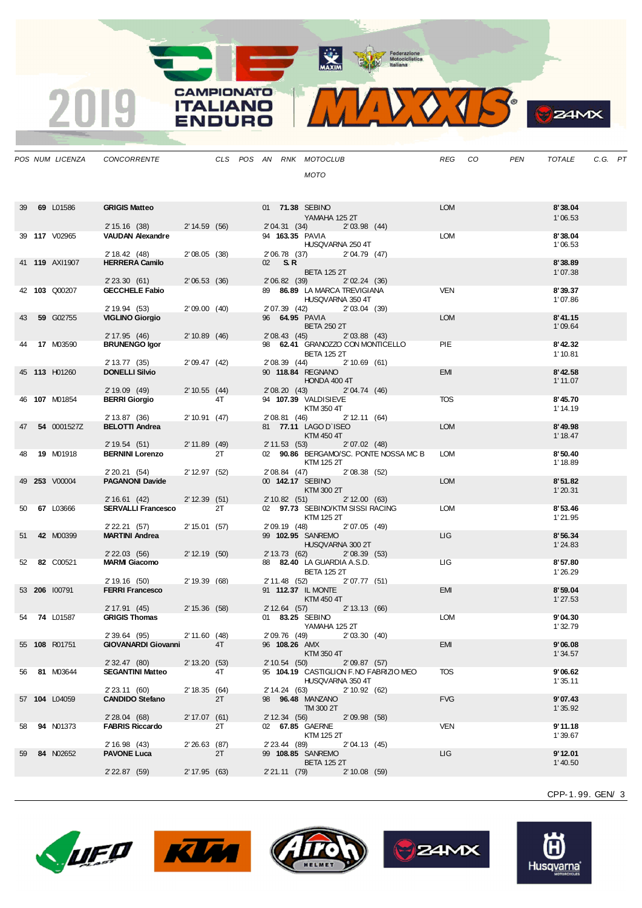| POS | NUM | LICENZA | CONCORRENTE | CLS | POS | AN | RNK | MOTOCLUB / MOTO | REG | CO | PEN | TOTALE | C.G. | PT |
|---|---|---|---|---|---|---|---|---|---|---|---|---|---|---|
| 39 | **69** | L01586 | **GRIGIS Matteo** | | | 01 | **71.38** | SEBINO / YAMAHA 125 2T | LOM | | | **8'38.04** / 1'06.53 | | |
| | | | 2'15.16 (38) | 2'14.59 (56) | | | | 2'04.31 (34) 2'03.98 (44) | | | | | | |
| 39 | **117** | V02965 | **VAUDAN Alexandre** | | | 94 | **163.35** | PAVIA / HUSQVARNA 250 4T | LOM | | | **8'38.04** / 1'06.53 | | |
| | | | 2'18.42 (48) | 2'08.05 (38) | | | | 2'06.78 (37) 2'04.79 (47) | | | | | | |
| 41 | **119** | AXI1907 | **HERRERA Camilo** | | | 02 | **S.R** | BETA 125 2T | | | | **8'38.89** / 1'07.38 | | |
| | | | 2'23.30 (61) | 2'06.53 (36) | | | | 2'06.82 (39) 2'02.24 (36) | | | | | | |
| 42 | **103** | Q00207 | **GECCHELE Fabio** | | | 89 | **86.89** | LA MARCA TREVIGIANA / HUSQVARNA 350 4T | VEN | | | **8'39.37** / 1'07.86 | | |
| | | | 2'19.94 (53) | 2'09.00 (40) | | | | 2'07.39 (42) 2'03.04 (39) | | | | | | |
| 43 | **59** | G02755 | **VIGLINO Giorgio** | | | 96 | **64.95** | PAVIA / BETA 250 2T | LOM | | | **8'41.15** / 1'09.64 | | |
| | | | 2'17.95 (46) | 2'10.89 (46) | | | | 2'08.43 (45) 2'03.88 (43) | | | | | | |
| 44 | **17** | M03590 | **BRUNENGO Igor** | | | 98 | **62.41** | GRANOZZO CON MONTICELLO / BETA 125 2T | PIE | | | **8'42.32** / 1'10.81 | | |
| | | | 2'13.77 (35) | 2'09.47 (42) | | | | 2'08.39 (44) 2'10.69 (61) | | | | | | |
| 45 | **113** | H01260 | **DONELLI Silvio** | | | 90 | **118.84** | REGNANO / HONDA 400 4T | EMI | | | **8'42.58** / 1'11.07 | | |
| | | | 2'19.09 (49) | 2'10.55 (44) | | | | 2'08.20 (43) 2'04.74 (46) | | | | | | |
| 46 | **107** | M01854 | **BERRI Giorgio** | 4T | | 94 | **107.39** | VALDISIEVE / KTM 350 4T | TOS | | | **8'45.70** / 1'14.19 | | |
| | | | 2'13.87 (36) | 2'10.91 (47) | | | | 2'08.81 (46) 2'12.11 (64) | | | | | | |
| 47 | **54** | 0001527Z | **BELOTTI Andrea** | | | 81 | **77.11** | LAGO D`ISEO / KTM 450 4T | LOM | | | **8'49.98** / 1'18.47 | | |
| | | | 2'19.54 (51) | 2'11.89 (49) | | | | 2'11.53 (53) 2'07.02 (48) | | | | | | |
| 48 | **19** | M01918 | **BERNINI Lorenzo** | 2T | | 02 | **90.86** | BERGAMO/SC. PONTE NOSSA MC B / KTM 125 2T | LOM | | | **8'50.40** / 1'18.89 | | |
| | | | 2'20.21 (54) | 2'12.97 (52) | | | | 2'08.84 (47) 2'08.38 (52) | | | | | | |
| 49 | **253** | V00004 | **PAGANONI Davide** | | | 00 | **142.17** | SEBINO / KTM 300 2T | LOM | | | **8'51.82** / 1'20.31 | | |
| | | | 2'16.61 (42) | 2'12.39 (51) | | | | 2'10.82 (51) 2'12.00 (63) | | | | | | |
| 50 | **67** | L03666 | **SERVALLI Francesco** | 2T | | 02 | **97.73** | SEBINO/KTM SISSI RACING / KTM 125 2T | LOM | | | **8'53.46** / 1'21.95 | | |
| | | | 2'22.21 (57) | 2'15.01 (57) | | | | 2'09.19 (48) 2'07.05 (49) | | | | | | |
| 51 | **42** | M00399 | **MARTINI Andrea** | | | 99 | **102.95** | SANREMO / HUSQVARNA 300 2T | LIG | | | **8'56.34** / 1'24.83 | | |
| | | | 2'22.03 (56) | 2'12.19 (50) | | | | 2'13.73 (62) 2'08.39 (53) | | | | | | |
| 52 | **82** | C00521 | **MARMI Giacomo** | | | 88 | **82.40** | LA GUARDIA A.S.D. / BETA 125 2T | LIG | | | **8'57.80** / 1'26.29 | | |
| | | | 2'19.16 (50) | 2'19.39 (68) | | | | 2'11.48 (52) 2'07.77 (51) | | | | | | |
| 53 | **206** | I00791 | **FERRI Francesco** | | | 91 | **112.37** | IL MONTE / KTM 450 4T | EMI | | | **8'59.04** / 1'27.53 | | |
| | | | 2'17.91 (45) | 2'15.36 (58) | | | | 2'12.64 (57) 2'13.13 (66) | | | | | | |
| 54 | **74** | L01587 | **GRIGIS Thomas** | | | 01 | **83.25** | SEBINO / YAMAHA 125 2T | LOM | | | **9'04.30** / 1'32.79 | | |
| | | | 2'39.64 (95) | 2'11.60 (48) | | | | 2'09.76 (49) 2'03.30 (40) | | | | | | |
| 55 | **108** | R01751 | **GIOVANARDI Giovanni** | 4T | | 96 | **108.26** | AMX / KTM 350 4T | EMI | | | **9'06.08** / 1'34.57 | | |
| | | | 2'32.47 (80) | 2'13.20 (53) | | | | 2'10.54 (50) 2'09.87 (57) | | | | | | |
| 56 | **81** | M03644 | **SEGANTINI Matteo** | 4T | | 95 | **104.19** | CASTIGLION F.NO FABRIZIO MEO / HUSQVARNA 350 4T | TOS | | | **9'06.62** / 1'35.11 | | |
| | | | 2'23.11 (60) | 2'18.35 (64) | | | | 2'14.24 (63) 2'10.92 (62) | | | | | | |
| 57 | **104** | L04059 | **CANDIDO Stefano** | 2T | | 98 | **96.48** | MANZANO / TM 300 2T | FVG | | | **9'07.43** / 1'35.92 | | |
| | | | 2'28.04 (68) | 2'17.07 (61) | | | | 2'12.34 (56) 2'09.98 (58) | | | | | | |
| 58 | **94** | N01373 | **FABRIS Riccardo** | 2T | | 02 | **67.85** | GAERNE / KTM 125 2T | VEN | | | **9'11.18** / 1'39.67 | | |
| | | | 2'16.98 (43) | 2'26.63 (87) | | | | 2'23.44 (89) 2'04.13 (45) | | | | | | |
| 59 | **84** | N02652 | **PAVONE Luca** | 2T | | 99 | **108.85** | SANREMO / BETA 125 2T | LIG | | | **9'12.01** / 1'40.50 | | |
| | | | 2'22.87 (59) | 2'17.95 (63) | | | | 2'21.11 (79) 2'10.08 (59) | | | | | | |

CPP-1.99. GEN/ 3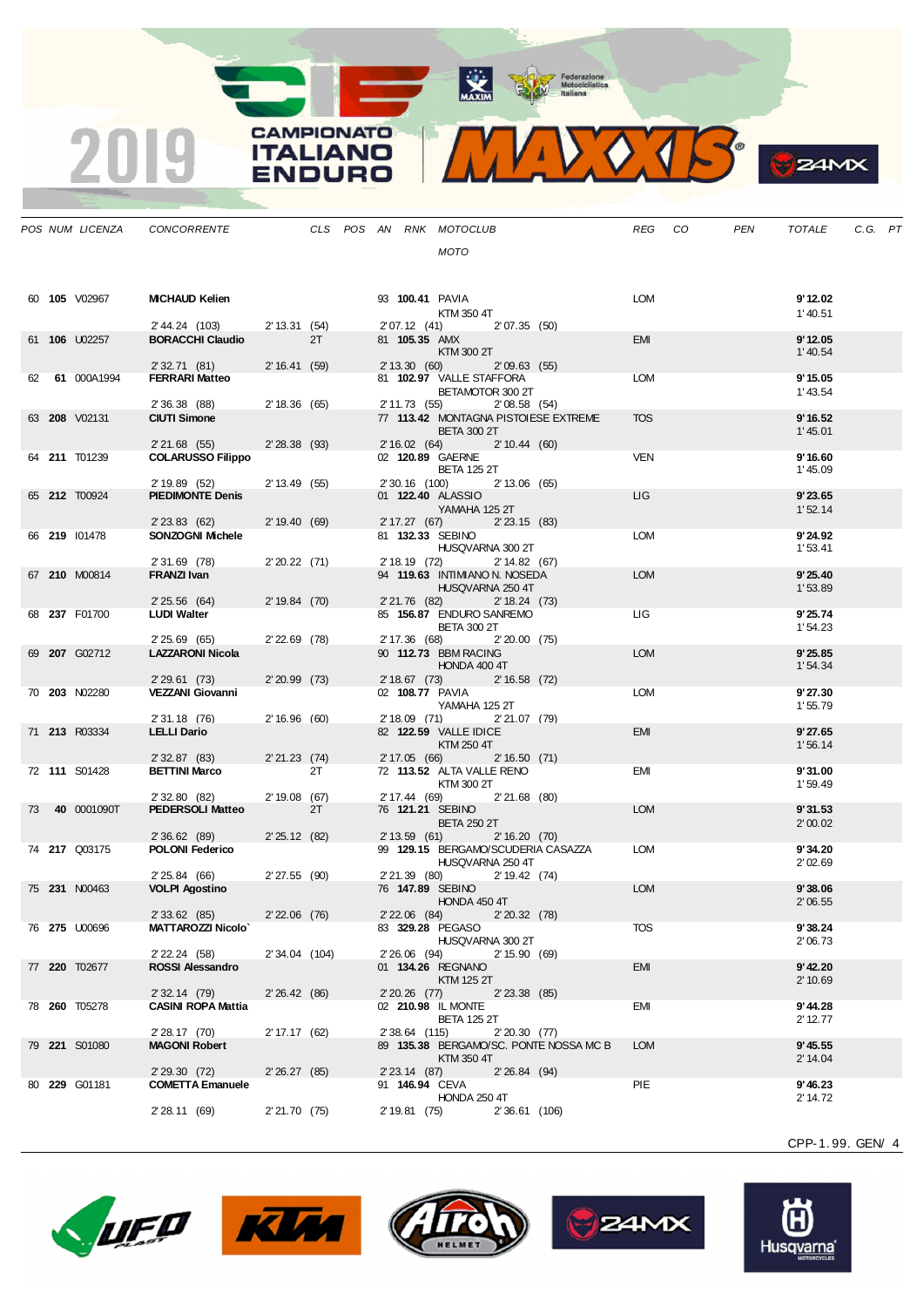| POS | NUM | LICENZA | CONCORRENTE | CLS | POS | AN | RNK | MOTOCLUB / MOTO | REG | CO | PEN | TOTALE | C.G. | PT |
|---|---|---|---|---|---|---|---|---|---|---|---|---|---|---|
| 60 | **105** | V02967 | **MICHAUD Kelien** | | | 93 | **100.41** | PAVIA / KTM 350 4T | LOM | | | **9' 12.02** / 1' 40.51 | | |
| | | | 2' 44.24 (103) / 2' 13.31 (54) | | | | | 2' 07.12 (41) / 2' 07.35 (50) | | | | | | |
| 61 | **106** | U02257 | **BORACCHI Claudio** | 2T | | 81 | **105.35** | AMX / KTM 300 2T | EMI | | | **9' 12.05** / 1' 40.54 | | |
| | | | 2' 32.71 (81) / 2' 16.41 (59) | | | | | 2' 13.30 (60) / 2' 09.63 (55) | | | | | | |
| 62 | **61** | 000A1994 | **FERRARI Matteo** | | | 81 | **102.97** | VALLE STAFFORA / BETAMOTOR 300 2T | LOM | | | **9' 15.05** / 1' 43.54 | | |
| | | | 2' 36.38 (88) / 2' 18.36 (65) | | | | | 2' 11.73 (55) / 2' 08.58 (54) | | | | | | |
| 63 | **208** | V02131 | **CIUTI Simone** | | | 77 | **113.42** | MONTAGNA PISTOIESE EXTREME / BETA 300 2T | TOS | | | **9' 16.52** / 1' 45.01 | | |
| | | | 2' 21.68 (55) / 2' 28.38 (93) | | | | | 2' 16.02 (64) / 2' 10.44 (60) | | | | | | |
| 64 | **211** | T01239 | **COLARUSSO Filippo** | | | 02 | **120.89** | GAERNE / BETA 125 2T | VEN | | | **9' 16.60** / 1' 45.09 | | |
| | | | 2' 19.89 (52) / 2' 13.49 (55) | | | | | 2' 30.16 (100) / 2' 13.06 (65) | | | | | | |
| 65 | **212** | T00924 | **PIEDIMONTE Denis** | | | 01 | **122.40** | ALASSIO / YAMAHA 125 2T | LIG | | | **9' 23.65** / 1' 52.14 | | |
| | | | 2' 23.83 (62) / 2' 19.40 (69) | | | | | 2' 17.27 (67) / 2' 23.15 (83) | | | | | | |
| 66 | **219** | I01478 | **SONZOGNI Michele** | | | 81 | **132.33** | SEBINO / HUSQVARNA 300 2T | LOM | | | **9' 24.92** / 1' 53.41 | | |
| | | | 2' 31.69 (78) / 2' 20.22 (71) | | | | | 2' 18.19 (72) / 2' 14.82 (67) | | | | | | |
| 67 | **210** | M00814 | **FRANZI Ivan** | | | 94 | **119.63** | INTIMIANO N. NOSEDA / HUSQVARNA 250 4T | LOM | | | **9' 25.40** / 1' 53.89 | | |
| | | | 2' 25.56 (64) / 2' 19.84 (70) | | | | | 2' 21.76 (82) / 2' 18.24 (73) | | | | | | |
| 68 | **237** | F01700 | **LUDI Walter** | | | 85 | **156.87** | ENDURO SANREMO / BETA 300 2T | LIG | | | **9' 25.74** / 1' 54.23 | | |
| | | | 2' 25.69 (65) / 2' 22.69 (78) | | | | | 2' 17.36 (68) / 2' 20.00 (75) | | | | | | |
| 69 | **207** | G02712 | **LAZZARONI Nicola** | | | 90 | **112.73** | BBM RACING / HONDA 400 4T | LOM | | | **9' 25.85** / 1' 54.34 | | |
| | | | 2' 29.61 (73) / 2' 20.99 (73) | | | | | 2' 18.67 (73) / 2' 16.58 (72) | | | | | | |
| 70 | **203** | N02280 | **VEZZANI Giovanni** | | | 02 | **108.77** | PAVIA / YAMAHA 125 2T | LOM | | | **9' 27.30** / 1' 55.79 | | |
| | | | 2' 31.18 (76) / 2' 16.96 (60) | | | | | 2' 18.09 (71) / 2' 21.07 (79) | | | | | | |
| 71 | **213** | R03334 | **LELLI Dario** | | | 82 | **122.59** | VALLE IDICE / KTM 250 4T | EMI | | | **9' 27.65** / 1' 56.14 | | |
| | | | 2' 32.87 (83) / 2' 21.23 (74) | | | | | 2' 17.05 (66) / 2' 16.50 (71) | | | | | | |
| 72 | **111** | S01428 | **BETTINI Marco** | 2T | | 72 | **113.52** | ALTA VALLE RENO / KTM 300 2T | EMI | | | **9' 31.00** / 1' 59.49 | | |
| | | | 2' 32.80 (82) / 2' 19.08 (67) | | | | | 2' 17.44 (69) / 2' 21.68 (80) | | | | | | |
| 73 | **40** | 0001090T | **PEDERSOLI Matteo** | 2T | | 76 | **121.21** | SEBINO / BETA 250 2T | LOM | | | **9' 31.53** / 2' 00.02 | | |
| | | | 2' 36.62 (89) / 2' 25.12 (82) | | | | | 2' 13.59 (61) / 2' 16.20 (70) | | | | | | |
| 74 | **217** | Q03175 | **POLONI Federico** | | | 99 | **129.15** | BERGAMO/SCUDERIA CASAZZA / HUSQVARNA 250 4T | LOM | | | **9' 34.20** / 2' 02.69 | | |
| | | | 2' 25.84 (66) / 2' 27.55 (90) | | | | | 2' 21.39 (80) / 2' 19.42 (74) | | | | | | |
| 75 | **231** | N00463 | **VOLPI Agostino** | | | 76 | **147.89** | SEBINO / HONDA 450 4T | LOM | | | **9' 38.06** / 2' 06.55 | | |
| | | | 2' 33.62 (85) / 2' 22.06 (76) | | | | | 2' 22.06 (84) / 2' 20.32 (78) | | | | | | |
| 76 | **275** | U00696 | **MATTAROZZI Nicolo`** | | | 83 | **329.28** | PEGASO / HUSQVARNA 300 2T | TOS | | | **9' 38.24** / 2' 06.73 | | |
| | | | 2' 22.24 (58) / 2' 34.04 (104) | | | | | 2' 26.06 (94) / 2' 15.90 (69) | | | | | | |
| 77 | **220** | T02677 | **ROSSI Alessandro** | | | 01 | **134.26** | REGNANO / KTM 125 2T | EMI | | | **9' 42.20** / 2' 10.69 | | |
| | | | 2' 32.14 (79) / 2' 26.42 (86) | | | | | 2' 20.26 (77) / 2' 23.38 (85) | | | | | | |
| 78 | **260** | T05278 | **CASINI ROPA Mattia** | | | 02 | **210.98** | IL MONTE / BETA 125 2T | EMI | | | **9' 44.28** / 2' 12.77 | | |
| | | | 2' 28.17 (70) / 2' 17.17 (62) | | | | | 2' 38.64 (115) / 2' 20.30 (77) | | | | | | |
| 79 | **221** | S01080 | **MAGONI Robert** | | | 89 | **135.38** | BERGAMO/SC. PONTE NOSSA MC B / KTM 350 4T | LOM | | | **9' 45.55** / 2' 14.04 | | |
| | | | 2' 29.30 (72) / 2' 26.27 (85) | | | | | 2' 23.14 (87) / 2' 26.84 (94) | | | | | | |
| 80 | **229** | G01181 | **COMETTA Emanuele** | | | 91 | **146.94** | CEVA / HONDA 250 4T | PIE | | | **9' 46.23** / 2' 14.72 | | |
| | | | 2' 28.11 (69) / 2' 21.70 (75) | | | | | 2' 19.81 (75) / 2' 36.61 (106) | | | | | | |

CPP-1.99. GEN/ 4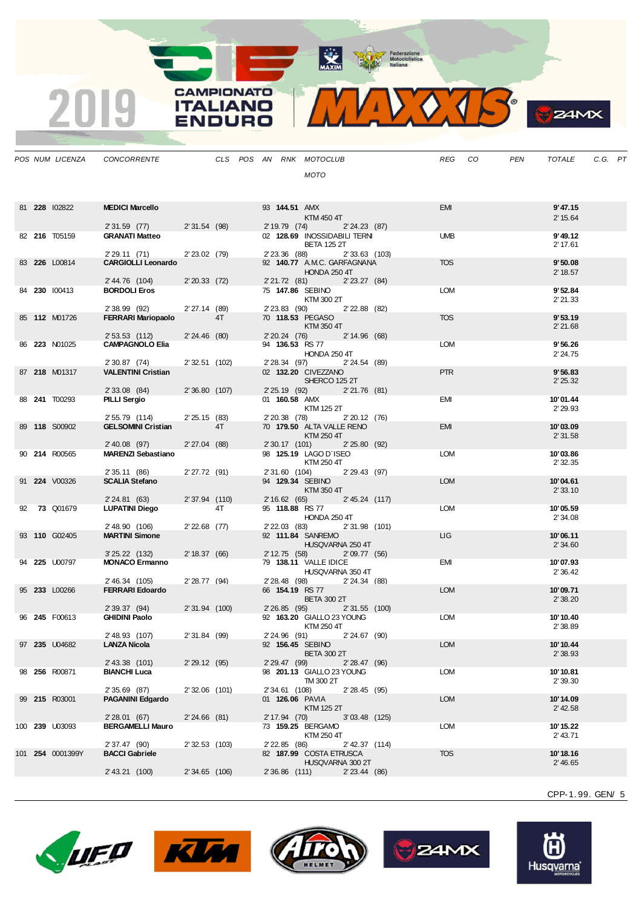# 2019 CAMPIONATO ITALIANO ENDURO MAXXIS

| POS | NUM | LICENZA | CONCORRENTE | CLS | POS | AN | RNK | MOTOCLUB / MOTO | REG | CO | PEN | TOTALE | C.G. | PT |
|---|---|---|---|---|---|---|---|---|---|---|---|---|---|---|
| 81 | **228** | I02822 | **MEDICI Marcello** | | | 93 | **144.51** | AMX / KTM 450 4T | EMI | | | **9'47.15** / 2'15.64 | | |
| | | | 2'31.59 (77) | 2'31.54 (98) | | 2'19.79 (74) | | 2'24.23 (87) | | | | | | |
| 82 | **216** | T05159 | **GRANATI Matteo** | | | 02 | **128.69** | INOSSIDABILI TERNI / BETA 125 2T | UMB | | | **9'49.12** / 2'17.61 | | |
| | | | 2'29.11 (71) | 2'23.02 (79) | | 2'23.36 (88) | | 2'33.63 (103) | | | | | | |
| 83 | **226** | L00814 | **CARGIOLLI Leonardo** | | | 92 | **140.77** | A.M.C. GARFAGNANA / HONDA 250 4T | TOS | | | **9'50.08** / 2'18.57 | | |
| | | | 2'44.76 (104) | 2'20.33 (72) | | 2'21.72 (81) | | 2'23.27 (84) | | | | | | |
| 84 | **230** | I00413 | **BORDOLI Eros** | | | 75 | **147.86** | SEBINO / KTM 300 2T | LOM | | | **9'52.84** / 2'21.33 | | |
| | | | 2'38.99 (92) | 2'27.14 (89) | | 2'23.83 (90) | | 2'22.88 (82) | | | | | | |
| 85 | **112** | M01726 | **FERRARI Mariopaolo** | 4T | | 70 | **118.53** | PEGASO / KTM 350 4T | TOS | | | **9'53.19** / 2'21.68 | | |
| | | | 2'53.53 (112) | 2'24.46 (80) | | 2'20.24 (76) | | 2'14.96 (68) | | | | | | |
| 86 | **223** | N01025 | **CAMPAGNOLO Elia** | | | 94 | **136.53** | RS 77 / HONDA 250 4T | LOM | | | **9'56.26** / 2'24.75 | | |
| | | | 2'30.87 (74) | 2'32.51 (102) | | 2'28.34 (97) | | 2'24.54 (89) | | | | | | |
| 87 | **218** | M01317 | **VALENTINI Cristian** | | | 02 | **132.20** | CIVEZZANO / SHERCO 125 2T | PTR | | | **9'56.83** / 2'25.32 | | |
| | | | 2'33.08 (84) | 2'36.80 (107) | | 2'25.19 (92) | | 2'21.76 (81) | | | | | | |
| 88 | **241** | T00293 | **PILLI Sergio** | | | 01 | **160.58** | AMX / KTM 125 2T | EMI | | | **10'01.44** / 2'29.93 | | |
| | | | 2'55.79 (114) | 2'25.15 (83) | | 2'20.38 (78) | | 2'20.12 (76) | | | | | | |
| 89 | **118** | S00902 | **GELSOMINI Cristian** | 4T | | 70 | **179.50** | ALTA VALLE RENO / KTM 250 4T | EMI | | | **10'03.09** / 2'31.58 | | |
| | | | 2'40.08 (97) | 2'27.04 (88) | | 2'30.17 (101) | | 2'25.80 (92) | | | | | | |
| 90 | **214** | R00565 | **MARENZI Sebastiano** | | | 98 | **125.19** | LAGO D`ISEO / KTM 250 4T | LOM | | | **10'03.86** / 2'32.35 | | |
| | | | 2'35.11 (86) | 2'27.72 (91) | | 2'31.60 (104) | | 2'29.43 (97) | | | | | | |
| 91 | **224** | V00326 | **SCALIA Stefano** | | | 94 | **129.34** | SEBINO / KTM 350 4T | LOM | | | **10'04.61** / 2'33.10 | | |
| | | | 2'24.81 (63) | 2'37.94 (110) | | 2'16.62 (65) | | 2'45.24 (117) | | | | | | |
| 92 | **73** | Q01679 | **LUPATINI Diego** | 4T | | 95 | **118.88** | RS 77 / HONDA 250 4T | LOM | | | **10'05.59** / 2'34.08 | | |
| | | | 2'48.90 (106) | 2'22.68 (77) | | 2'22.03 (83) | | 2'31.98 (101) | | | | | | |
| 93 | **110** | G02405 | **MARTINI Simone** | | | 92 | **111.84** | SANREMO / HUSQVARNA 250 4T | LIG | | | **10'06.11** / 2'34.60 | | |
| | | | 3'25.22 (132) | 2'18.37 (66) | | 2'12.75 (58) | | 2'09.77 (56) | | | | | | |
| 94 | **225** | U00797 | **MONACO Ermanno** | | | 79 | **138.11** | VALLE IDICE / HUSQVARNA 350 4T | EMI | | | **10'07.93** / 2'36.42 | | |
| | | | 2'46.34 (105) | 2'28.77 (94) | | 2'28.48 (98) | | 2'24.34 (88) | | | | | | |
| 95 | **233** | L00266 | **FERRARI Edoardo** | | | 66 | **154.19** | RS 77 / BETA 300 2T | LOM | | | **10'09.71** / 2'38.20 | | |
| | | | 2'39.37 (94) | 2'31.94 (100) | | 2'26.85 (95) | | 2'31.55 (100) | | | | | | |
| 96 | **245** | F00613 | **GHIDINI Paolo** | | | 92 | **163.20** | GIALLO 23 YOUNG / KTM 250 4T | LOM | | | **10'10.40** / 2'38.89 | | |
| | | | 2'48.93 (107) | 2'31.84 (99) | | 2'24.96 (91) | | 2'24.67 (90) | | | | | | |
| 97 | **235** | U04682 | **LANZA Nicola** | | | 92 | **156.45** | SEBINO / BETA 300 2T | LOM | | | **10'10.44** / 2'38.93 | | |
| | | | 2'43.38 (101) | 2'29.12 (95) | | 2'29.47 (99) | | 2'28.47 (96) | | | | | | |
| 98 | **256** | R00871 | **BIANCHI Luca** | | | 98 | **201.13** | GIALLO 23 YOUNG / TM 300 2T | LOM | | | **10'10.81** / 2'39.30 | | |
| | | | 2'35.69 (87) | 2'32.06 (101) | | 2'34.61 (108) | | 2'28.45 (95) | | | | | | |
| 99 | **215** | R03001 | **PAGANINI Edgardo** | | | 01 | **126.06** | PAVIA / KTM 125 2T | LOM | | | **10'14.09** / 2'42.58 | | |
| | | | 2'28.01 (67) | 2'24.66 (81) | | 2'17.94 (70) | | 3'03.48 (125) | | | | | | |
| 100 | **239** | U03093 | **BERGAMELLI Mauro** | | | 73 | **159.25** | BERGAMO / KTM 250 4T | LOM | | | **10'15.22** / 2'43.71 | | |
| | | | 2'37.47 (90) | 2'32.53 (103) | | 2'22.85 (86) | | 2'42.37 (114) | | | | | | |
| 101 | **254** | 0001399Y | **BACCI Gabriele** | | | 82 | **187.99** | COSTA ETRUSCA / HUSQVARNA 300 2T | TOS | | | **10'18.16** / 2'46.65 | | |
| | | | 2'43.21 (100) | 2'34.65 (106) | | 2'36.86 (111) | | 2'23.44 (86) | | | | | | |

CPP-1.99. GEN/ 5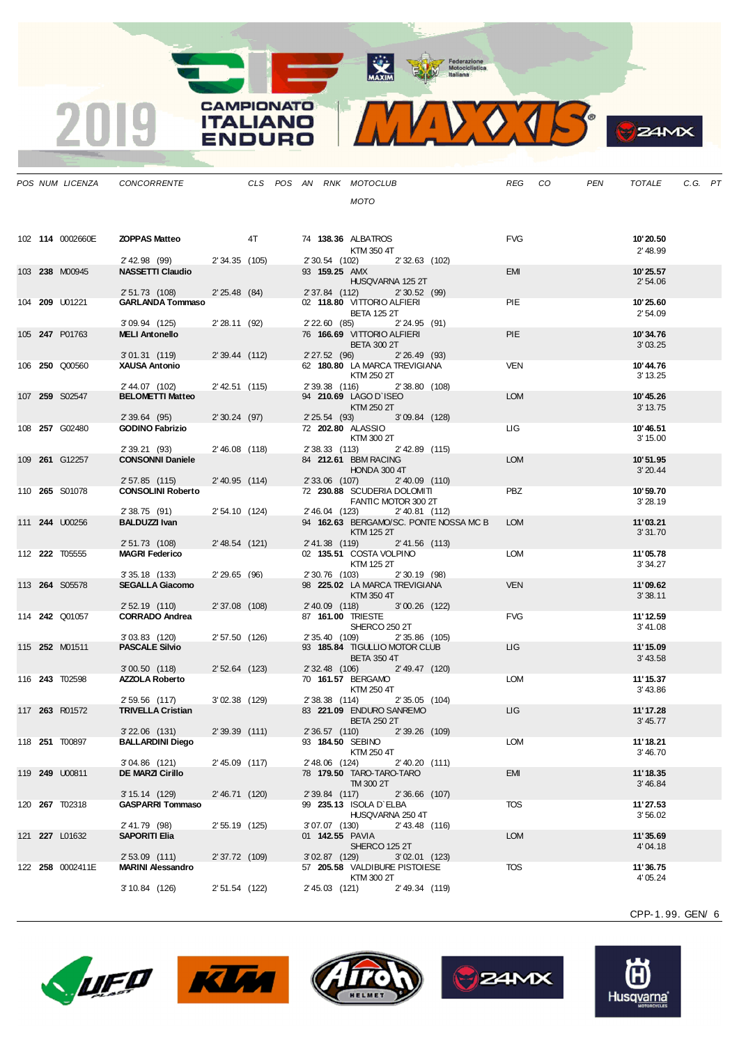| POS | NUM | LICENZA | CONCORRENTE | CLS | POS | AN | RNK | MOTOCLUB / MOTO | REG | CO | PEN | TOTALE | C.G. | PT |
|---|---|---|---|---|---|---|---|---|---|---|---|---|---|---|
| 102 | **114** | 0002660E | **ZOPPAS Matteo** | 4T | | 74 | **138.36** | ALBATROS<br>KTM 350 4T | FVG | | | **10'20.50**<br>2'48.99 | | |
| | | | 2'42.98 (99) / 2'34.35 (105) / 2'30.54 (102) / 2'32.63 (102) | | | | | | | | | | | |
| 103 | **238** | M00945 | **NASSETTI Claudio** | | | 93 | **159.25** | AMX<br>HUSQVARNA 125 2T | EMI | | | **10'25.57**<br>2'54.06 | | |
| | | | 2'51.73 (108) / 2'25.48 (84) / 2'37.84 (112) / 2'30.52 (99) | | | | | | | | | | | |
| 104 | **209** | U01221 | **GARLANDA Tommaso** | | | 02 | **118.80** | VITTORIO ALFIERI<br>BETA 125 2T | PIE | | | **10'25.60**<br>2'54.09 | | |
| | | | 3'09.94 (125) / 2'28.11 (92) / 2'22.60 (85) / 2'24.95 (91) | | | | | | | | | | | |
| 105 | **247** | P01763 | **MELI Antonello** | | | 76 | **166.69** | VITTORIO ALFIERI<br>BETA 300 2T | PIE | | | **10'34.76**<br>3'03.25 | | |
| | | | 3'01.31 (119) / 2'39.44 (112) / 2'27.52 (96) / 2'26.49 (93) | | | | | | | | | | | |
| 106 | **250** | Q00560 | **XAUSA Antonio** | | | 62 | **180.80** | LA MARCA TREVIGIANA<br>KTM 250 2T | VEN | | | **10'44.76**<br>3'13.25 | | |
| | | | 2'44.07 (102) / 2'42.51 (115) / 2'39.38 (116) / 2'38.80 (108) | | | | | | | | | | | |
| 107 | **259** | S02547 | **BELOMETTI Matteo** | | | 94 | **210.69** | LAGO D`ISEO<br>KTM 250 2T | LOM | | | **10'45.26**<br>3'13.75 | | |
| | | | 2'39.64 (95) / 2'30.24 (97) / 2'25.54 (93) / 3'09.84 (128) | | | | | | | | | | | |
| 108 | **257** | G02480 | **GODINO Fabrizio** | | | 72 | **202.80** | ALASSIO<br>KTM 300 2T | LIG | | | **10'46.51**<br>3'15.00 | | |
| | | | 2'39.21 (93) / 2'46.08 (118) / 2'38.33 (113) / 2'42.89 (115) | | | | | | | | | | | |
| 109 | **261** | G12257 | **CONSONNI Daniele** | | | 84 | **212.61** | BBM RACING<br>HONDA 300 4T | LOM | | | **10'51.95**<br>3'20.44 | | |
| | | | 2'57.85 (115) / 2'40.95 (114) / 2'33.06 (107) / 2'40.09 (110) | | | | | | | | | | | |
| 110 | **265** | S01078 | **CONSOLINI Roberto** | | | 72 | **230.88** | SCUDERIA DOLOMITI<br>FANTIC MOTOR 300 2T | PBZ | | | **10'59.70**<br>3'28.19 | | |
| | | | 2'38.75 (91) / 2'54.10 (124) / 2'46.04 (123) / 2'40.81 (112) | | | | | | | | | | | |
| 111 | **244** | U00256 | **BALDUZZI Ivan** | | | 94 | **162.63** | BERGAMO/SC. PONTE NOSSA MC B<br>KTM 125 2T | LOM | | | **11'03.21**<br>3'31.70 | | |
| | | | 2'51.73 (108) / 2'48.54 (121) / 2'41.38 (119) / 2'41.56 (113) | | | | | | | | | | | |
| 112 | **222** | T05555 | **MAGRI Federico** | | | 02 | **135.51** | COSTA VOLPINO<br>KTM 125 2T | LOM | | | **11'05.78**<br>3'34.27 | | |
| | | | 3'35.18 (133) / 2'29.65 (96) / 2'30.76 (103) / 2'30.19 (98) | | | | | | | | | | | |
| 113 | **264** | S05578 | **SEGALLA Giacomo** | | | 98 | **225.02** | LA MARCA TREVIGIANA<br>KTM 350 4T | VEN | | | **11'09.62**<br>3'38.11 | | |
| | | | 2'52.19 (110) / 2'37.08 (108) / 2'40.09 (118) / 3'00.26 (122) | | | | | | | | | | | |
| 114 | **242** | Q01057 | **CORRADO Andrea** | | | 87 | **161.00** | TRIESTE<br>SHERCO 250 2T | FVG | | | **11'12.59**<br>3'41.08 | | |
| | | | 3'03.83 (120) / 2'57.50 (126) / 2'35.40 (109) / 2'35.86 (105) | | | | | | | | | | | |
| 115 | **252** | M01511 | **PASCALE Silvio** | | | 93 | **185.84** | TIGULLIO MOTOR CLUB<br>BETA 350 4T | LIG | | | **11'15.09**<br>3'43.58 | | |
| | | | 3'00.50 (118) / 2'52.64 (123) / 2'32.48 (106) / 2'49.47 (120) | | | | | | | | | | | |
| 116 | **243** | T02598 | **AZZOLA Roberto** | | | 70 | **161.57** | BERGAMO<br>KTM 250 4T | LOM | | | **11'15.37**<br>3'43.86 | | |
| | | | 2'59.56 (117) / 3'02.38 (129) / 2'38.38 (114) / 2'35.05 (104) | | | | | | | | | | | |
| 117 | **263** | R01572 | **TRIVELLA Cristian** | | | 83 | **221.09** | ENDURO SANREMO<br>BETA 250 2T | LIG | | | **11'17.28**<br>3'45.77 | | |
| | | | 3'22.06 (131) / 2'39.39 (111) / 2'36.57 (110) / 2'39.26 (109) | | | | | | | | | | | |
| 118 | **251** | T00897 | **BALLARDINI Diego** | | | 93 | **184.50** | SEBINO<br>KTM 250 4T | LOM | | | **11'18.21**<br>3'46.70 | | |
| | | | 3'04.86 (121) / 2'45.09 (117) / 2'48.06 (124) / 2'40.20 (111) | | | | | | | | | | | |
| 119 | **249** | U00811 | **DE MARZI Cirillo** | | | 78 | **179.50** | TARO-TARO-TARO<br>TM 300 2T | EMI | | | **11'18.35**<br>3'46.84 | | |
| | | | 3'15.14 (129) / 2'46.71 (120) / 2'39.84 (117) / 2'36.66 (107) | | | | | | | | | | | |
| 120 | **267** | T02318 | **GASPARRI Tommaso** | | | 99 | **235.13** | ISOLA D`ELBA<br>HUSQVARNA 250 4T | TOS | | | **11'27.53**<br>3'56.02 | | |
| | | | 2'41.79 (98) / 2'55.19 (125) / 3'07.07 (130) / 2'43.48 (116) | | | | | | | | | | | |
| 121 | **227** | L01632 | **SAPORITI Elia** | | | 01 | **142.55** | PAVIA<br>SHERCO 125 2T | LOM | | | **11'35.69**<br>4'04.18 | | |
| | | | 2'53.09 (111) / 2'37.72 (109) / 3'02.87 (129) / 3'02.01 (123) | | | | | | | | | | | |
| 122 | **258** | 0002411E | **MARINI Alessandro** | | | 57 | **205.58** | VALDIBURE PISTOIESE<br>KTM 300 2T | TOS | | | **11'36.75**<br>4'05.24 | | |
| | | | 3'10.84 (126) / 2'51.54 (122) / 2'45.03 (121) / 2'49.34 (119) | | | | | | | | | | | |

CPP-1.99. GEN/ 6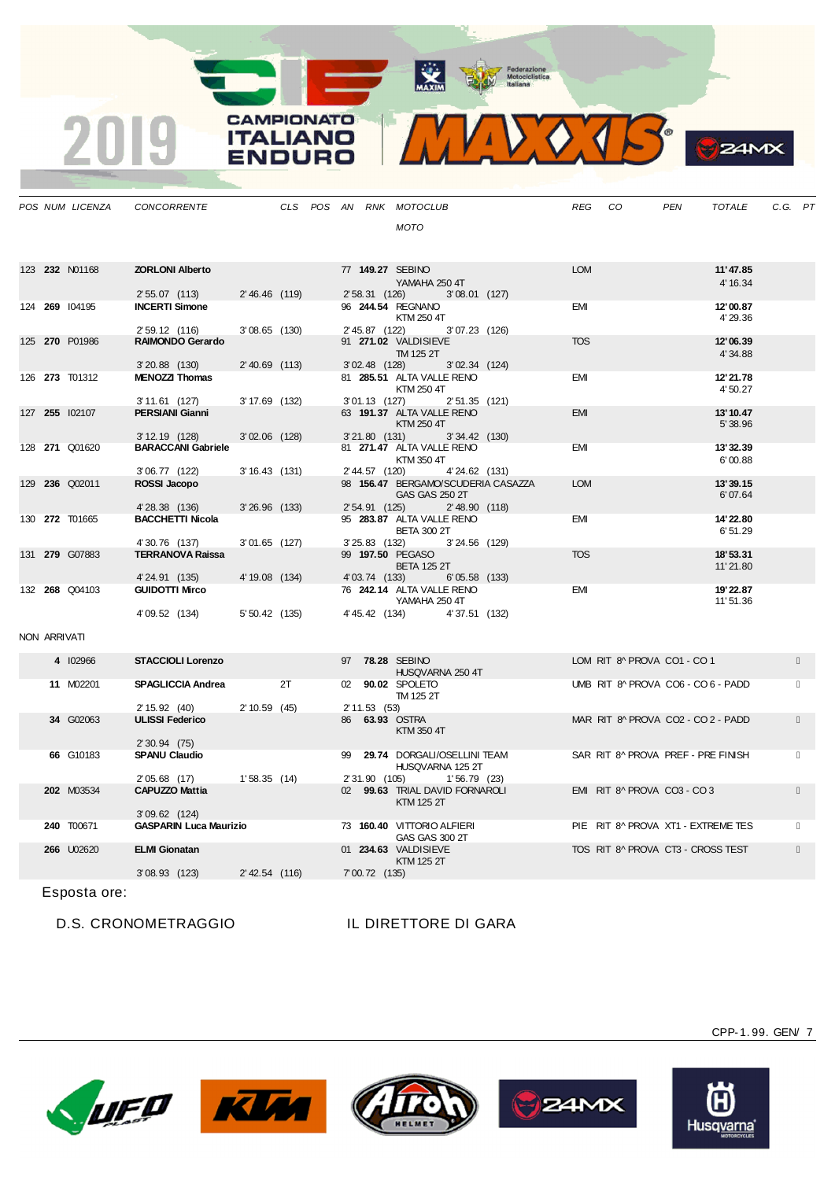| POS | NUM | LICENZA | CONCORRENTE | CLS | POS | AN | RNK | MOTOCLUB / MOTO | REG | CO | PEN | TOTALE | C.G. | PT |
|---|---|---|---|---|---|---|---|---|---|---|---|---|---|---|
| 123 | **232** | N01168 | **ZORLONI Alberto** | | | 77 | **149.27** | SEBINO / YAMAHA 250 4T | LOM | | | **11'47.85** / 4'16.34 | | |
| | | | 2'55.07 (113) | 2'46.46 (119) | | 2'58.31 (126) | | 3'08.01 (127) | | | | | | |
| 124 | **269** | I04195 | **INCERTI Simone** | | | 96 | **244.54** | REGNANO / KTM 250 4T | EMI | | | **12'00.87** / 4'29.36 | | |
| | | | 2'59.12 (116) | 3'08.65 (130) | | 2'45.87 (122) | | 3'07.23 (126) | | | | | | |
| 125 | **270** | P01986 | **RAIMONDO Gerardo** | | | 91 | **271.02** | VALDISIEVE / TM 125 2T | TOS | | | **12'06.39** / 4'34.88 | | |
| | | | 3'20.88 (130) | 2'40.69 (113) | | 3'02.48 (128) | | 3'02.34 (124) | | | | | | |
| 126 | **273** | T01312 | **MENOZZI Thomas** | | | 81 | **285.51** | ALTA VALLE RENO / KTM 250 4T | EMI | | | **12'21.78** / 4'50.27 | | |
| | | | 3'11.61 (127) | 3'17.69 (132) | | 3'01.13 (127) | | 2'51.35 (121) | | | | | | |
| 127 | **255** | I02107 | **PERSIANI Gianni** | | | 63 | **191.37** | ALTA VALLE RENO / KTM 250 4T | EMI | | | **13'10.47** / 5'38.96 | | |
| | | | 3'12.19 (128) | 3'02.06 (128) | | 3'21.80 (131) | | 3'34.42 (130) | | | | | | |
| 128 | **271** | Q01620 | **BARACCANI Gabriele** | | | 81 | **271.47** | ALTA VALLE RENO / KTM 350 4T | EMI | | | **13'32.39** / 6'00.88 | | |
| | | | 3'06.77 (122) | 3'16.43 (131) | | 2'44.57 (120) | | 4'24.62 (131) | | | | | | |
| 129 | **236** | Q02011 | **ROSSI Jacopo** | | | 98 | **156.47** | BERGAMO/SCUDERIA CASAZZA / GAS GAS 250 2T | LOM | | | **13'39.15** / 6'07.64 | | |
| | | | 4'28.38 (136) | 3'26.96 (133) | | 2'54.91 (125) | | 2'48.90 (118) | | | | | | |
| 130 | **272** | T01665 | **BACCHETTI Nicola** | | | 95 | **283.87** | ALTA VALLE RENO / BETA 300 2T | EMI | | | **14'22.80** / 6'51.29 | | |
| | | | 4'30.76 (137) | 3'01.65 (127) | | 3'25.83 (132) | | 3'24.56 (129) | | | | | | |
| 131 | **279** | G07883 | **TERRANOVA Raissa** | | | 99 | **197.50** | PEGASO / BETA 125 2T | TOS | | | **18'53.31** / 11'21.80 | | |
| | | | 4'24.91 (135) | 4'19.08 (134) | | 4'03.74 (133) | | 6'05.58 (133) | | | | | | |
| 132 | **268** | Q04103 | **GUIDOTTI Mirco** | | | 76 | **242.14** | ALTA VALLE RENO / YAMAHA 250 4T | EMI | | | **19'22.87** / 11'51.36 | | |
| | | | 4'09.52 (134) | 5'50.42 (135) | | 4'45.42 (134) | | 4'37.51 (132) | | | | | | |

NON ARRIVATI

| POS | NUM | LICENZA | CONCORRENTE | CLS | POS | AN | RNK | MOTOCLUB / MOTO | REG | CO | PEN | TOTALE | C.G. | PT |
|---|---|---|---|---|---|---|---|---|---|---|---|---|---|---|
| | **4** | I02966 | **STACCIOLI Lorenzo** | | | 97 | **78.28** | SEBINO / HUSQVARNA 250 4T | LOM | RIT 8^ PROVA CO1 - CO 1 | | | | |
| | **11** | M02201 | **SPAGLICCIA Andrea** | 2T | | 02 | **90.02** | SPOLETO / TM 125 2T | UMB | RIT 8^ PROVA CO6 - CO 6 - PADD | | | | |
| | | | 2'15.92 (40) | 2'10.59 (45) | | 2'11.53 (53) | | | | | | | | |
| | **34** | G02063 | **ULISSI Federico** | | | 86 | **63.93** | OSTRA / KTM 350 4T | MAR | RIT 8^ PROVA CO2 - CO 2 - PADD | | | | |
| | | | 2'30.94 (75) | | | | | | | | | | | |
| | **66** | G10183 | **SPANU Claudio** | | | 99 | **29.74** | DORGALI/OSELLINI TEAM / HUSQVARNA 125 2T | SAR | RIT 8^ PROVA PREF - PRE FINISH | | | | |
| | | | 2'05.68 (17) | 1'58.35 (14) | | 2'31.90 (105) | | 1'56.79 (23) | | | | | | |
| | **202** | M03534 | **CAPUZZO Mattia** | | | 02 | **99.63** | TRIAL DAVID FORNAROLI / KTM 125 2T | EMI | RIT 8^ PROVA CO3 - CO 3 | | | | |
| | | | 3'09.62 (124) | | | | | | | | | | | |
| | **240** | T00671 | **GASPARIN Luca Maurizio** | | | 73 | **160.40** | VITTORIO ALFIERI / GAS GAS 300 2T | PIE | RIT 8^ PROVA XT1 - EXTREME TES | | | | |
| | **266** | U02620 | **ELMI Gionatan** | | | 01 | **234.63** | VALDISIEVE / KTM 125 2T | TOS | RIT 8^ PROVA CT3 - CROSS TEST | | | | |
| | | | 3'08.93 (123) | 2'42.54 (116) | | 7'00.72 (135) | | | | | | | | |

Esposta ore:

D.S. CRONOMETRAGGIO IL DIRETTORE DI GARA

CPP-1.99. GEN/ 7